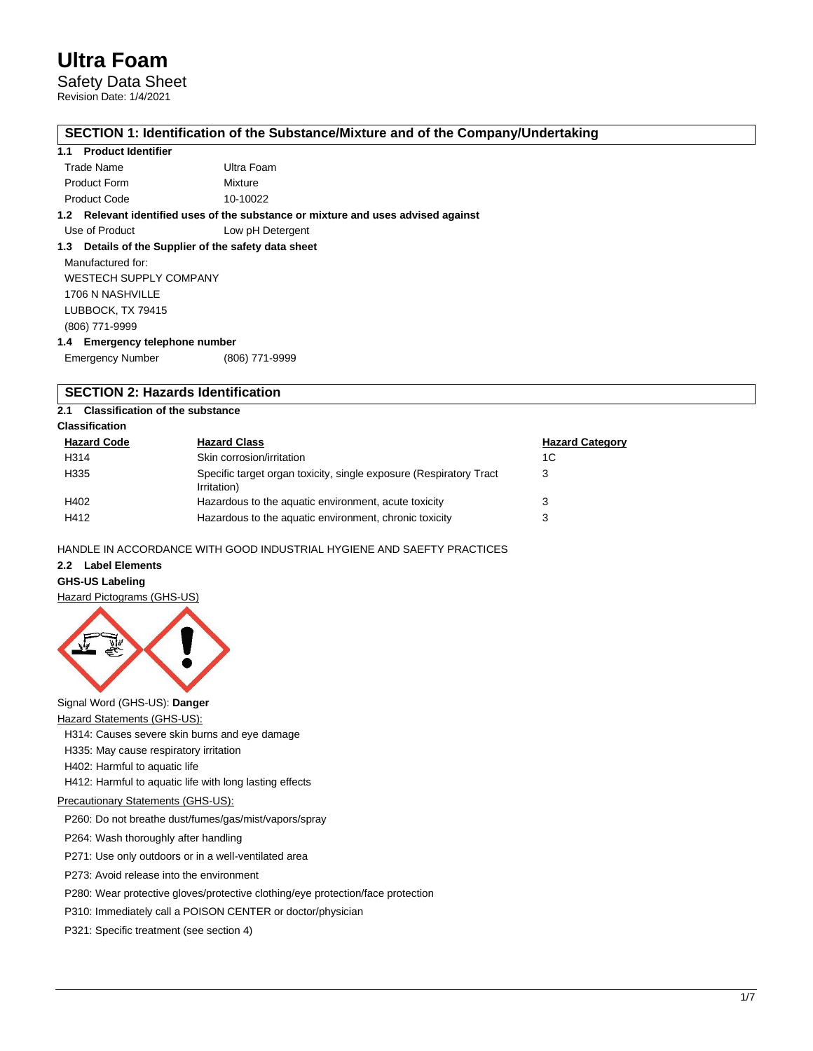# Ultra Foam

Safety Data Sheet

Revision Date: 1/4/2021

## SECTION 1: Identification of the Substance/Mixture and of the Company/Undertaking

### 1.1 Product Identifier

| | |
|---|---|
| Trade Name | Ultra Foam |
| Product Form | Mixture |
| Product Code | 10-10022 |

### 1.2 Relevant identified uses of the substance or mixture and uses advised against

| | |
|---|---|
| Use of Product | Low pH Detergent |

### 1.3 Details of the Supplier of the safety data sheet

Manufactured for:

WESTECH SUPPLY COMPANY

1706 N NASHVILLE

LUBBOCK, TX 79415

(806) 771-9999

### 1.4 Emergency telephone number

| | |
|---|---|
| Emergency Number | (806) 771-9999 |

## SECTION 2: Hazards Identification

### 2.1 Classification of the substance

**Classification**

| Hazard Code | Hazard Class | Hazard Category |
|---|---|---|
| H314 | Skin corrosion/irritation | 1C |
| H335 | Specific target organ toxicity, single exposure (Respiratory Tract Irritation) | 3 |
| H402 | Hazardous to the aquatic environment, acute toxicity | 3 |
| H412 | Hazardous to the aquatic environment, chronic toxicity | 3 |

HANDLE IN ACCORDANCE WITH GOOD INDUSTRIAL HYGIENE AND SAEFTY PRACTICES

### 2.2 Label Elements

**GHS-US Labeling**

Hazard Pictograms (GHS-US)

Signal Word (GHS-US): **Danger**

Hazard Statements (GHS-US):

H314: Causes severe skin burns and eye damage

H335: May cause respiratory irritation

H402: Harmful to aquatic life

H412: Harmful to aquatic life with long lasting effects

Precautionary Statements (GHS-US):

P260: Do not breathe dust/fumes/gas/mist/vapors/spray

P264: Wash thoroughly after handling

P271: Use only outdoors or in a well-ventilated area

P273: Avoid release into the environment

P280: Wear protective gloves/protective clothing/eye protection/face protection

P310: Immediately call a POISON CENTER or doctor/physician

P321: Specific treatment (see section 4)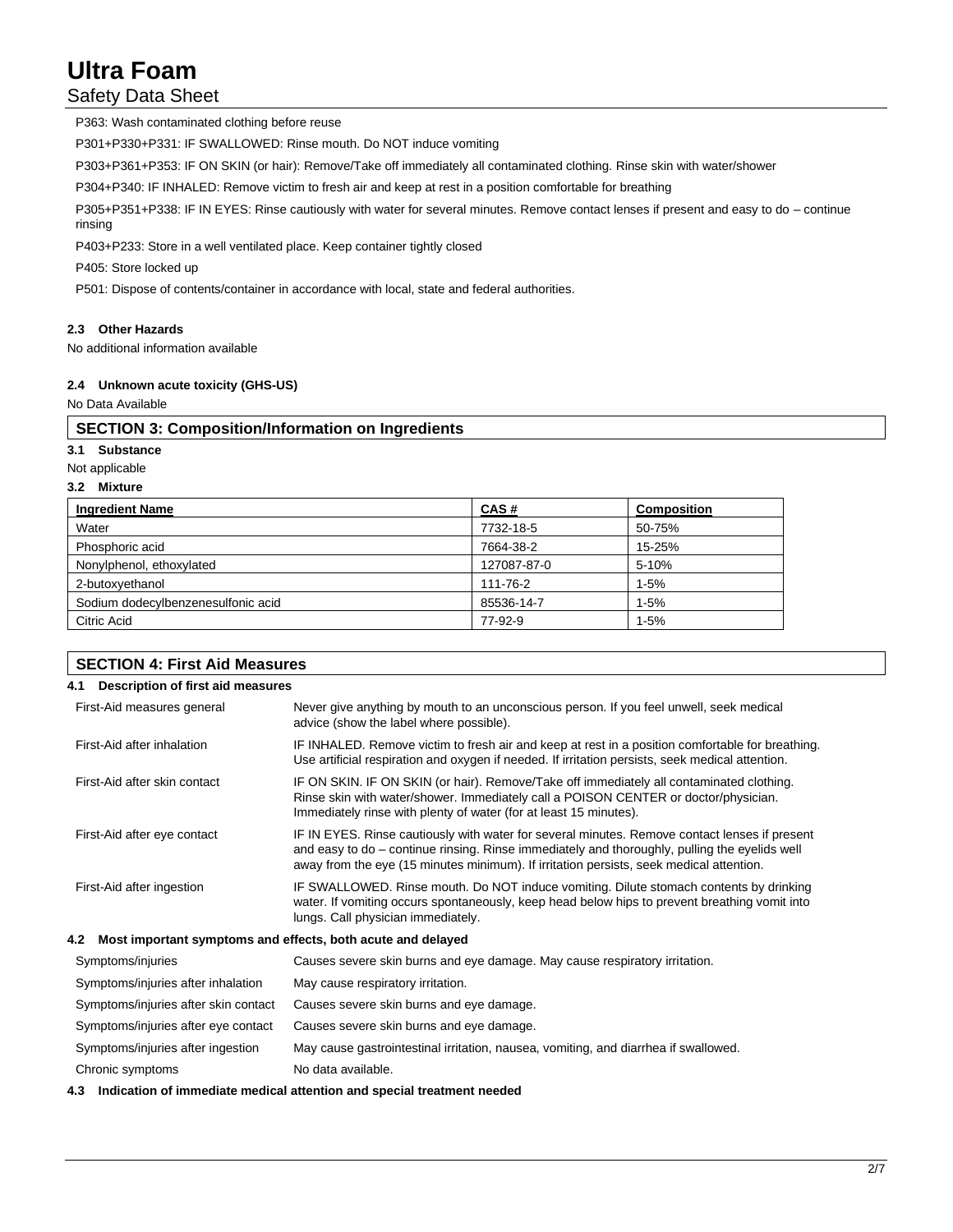P363: Wash contaminated clothing before reuse

P301+P330+P331: IF SWALLOWED: Rinse mouth. Do NOT induce vomiting

P303+P361+P353: IF ON SKIN (or hair): Remove/Take off immediately all contaminated clothing. Rinse skin with water/shower

P304+P340: IF INHALED: Remove victim to fresh air and keep at rest in a position comfortable for breathing

P305+P351+P338: IF IN EYES: Rinse cautiously with water for several minutes. Remove contact lenses if present and easy to do – continue rinsing

P403+P233: Store in a well ventilated place. Keep container tightly closed

P405: Store locked up

P501: Dispose of contents/container in accordance with local, state and federal authorities.

### 2.3 Other Hazards

No additional information available

### 2.4 Unknown acute toxicity (GHS-US)

No Data Available

## SECTION 3: Composition/Information on Ingredients

### 3.1 Substance

Not applicable

### 3.2 Mixture

| Ingredient Name | CAS # | Composition |
|---|---|---|
| Water | 7732-18-5 | 50-75% |
| Phosphoric acid | 7664-38-2 | 15-25% |
| Nonylphenol, ethoxylated | 127087-87-0 | 5-10% |
| 2-butoxyethanol | 111-76-2 | 1-5% |
| Sodium dodecylbenzenesulfonic acid | 85536-14-7 | 1-5% |
| Citric Acid | 77-92-9 | 1-5% |

## SECTION 4: First Aid Measures

### 4.1 Description of first aid measures

| | |
|---|---|
| First-Aid measures general | Never give anything by mouth to an unconscious person. If you feel unwell, seek medical advice (show the label where possible). |
| First-Aid after inhalation | IF INHALED. Remove victim to fresh air and keep at rest in a position comfortable for breathing. Use artificial respiration and oxygen if needed. If irritation persists, seek medical attention. |
| First-Aid after skin contact | IF ON SKIN. IF ON SKIN (or hair). Remove/Take off immediately all contaminated clothing. Rinse skin with water/shower. Immediately call a POISON CENTER or doctor/physician. Immediately rinse with plenty of water (for at least 15 minutes). |
| First-Aid after eye contact | IF IN EYES. Rinse cautiously with water for several minutes. Remove contact lenses if present and easy to do – continue rinsing. Rinse immediately and thoroughly, pulling the eyelids well away from the eye (15 minutes minimum). If irritation persists, seek medical attention. |
| First-Aid after ingestion | IF SWALLOWED. Rinse mouth. Do NOT induce vomiting. Dilute stomach contents by drinking water. If vomiting occurs spontaneously, keep head below hips to prevent breathing vomit into lungs. Call physician immediately. |

### 4.2 Most important symptoms and effects, both acute and delayed

| | |
|---|---|
| Symptoms/injuries | Causes severe skin burns and eye damage. May cause respiratory irritation. |
| Symptoms/injuries after inhalation | May cause respiratory irritation. |
| Symptoms/injuries after skin contact | Causes severe skin burns and eye damage. |
| Symptoms/injuries after eye contact | Causes severe skin burns and eye damage. |
| Symptoms/injuries after ingestion | May cause gastrointestinal irritation, nausea, vomiting, and diarrhea if swallowed. |
| Chronic symptoms | No data available. |

### 4.3 Indication of immediate medical attention and special treatment needed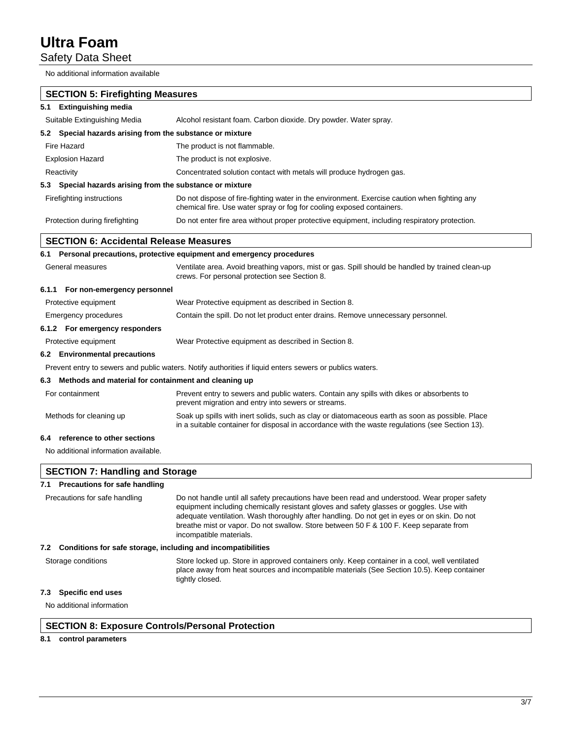No additional information available

## SECTION 5: Firefighting Measures

### 5.1 Extinguishing media

| | |
|---|---|
| Suitable Extinguishing Media | Alcohol resistant foam. Carbon dioxide. Dry powder. Water spray. |

### 5.2 Special hazards arising from the substance or mixture

| | |
|---|---|
| Fire Hazard | The product is not flammable. |
| Explosion Hazard | The product is not explosive. |
| Reactivity | Concentrated solution contact with metals will produce hydrogen gas. |

### 5.3 Special hazards arising from the substance or mixture

| | |
|---|---|
| Firefighting instructions | Do not dispose of fire-fighting water in the environment. Exercise caution when fighting any chemical fire. Use water spray or fog for cooling exposed containers. |
| Protection during firefighting | Do not enter fire area without proper protective equipment, including respiratory protection. |

## SECTION 6: Accidental Release Measures

### 6.1 Personal precautions, protective equipment and emergency procedures

| | |
|---|---|
| General measures | Ventilate area. Avoid breathing vapors, mist or gas. Spill should be handled by trained clean-up crews. For personal protection see Section 8. |

#### 6.1.1 For non-emergency personnel

| | |
|---|---|
| Protective equipment | Wear Protective equipment as described in Section 8. |
| Emergency procedures | Contain the spill. Do not let product enter drains. Remove unnecessary personnel. |

#### 6.1.2 For emergency responders

| | |
|---|---|
| Protective equipment | Wear Protective equipment as described in Section 8. |

### 6.2 Environmental precautions

Prevent entry to sewers and public waters. Notify authorities if liquid enters sewers or publics waters.

### 6.3 Methods and material for containment and cleaning up

| | |
|---|---|
| For containment | Prevent entry to sewers and public waters. Contain any spills with dikes or absorbents to prevent migration and entry into sewers or streams. |
| Methods for cleaning up | Soak up spills with inert solids, such as clay or diatomaceous earth as soon as possible. Place in a suitable container for disposal in accordance with the waste regulations (see Section 13). |

### 6.4 reference to other sections

No additional information available.

## SECTION 7: Handling and Storage

### 7.1 Precautions for safe handling

| | |
|---|---|
| Precautions for safe handling | Do not handle until all safety precautions have been read and understood. Wear proper safety equipment including chemically resistant gloves and safety glasses or goggles. Use with adequate ventilation. Wash thoroughly after handling. Do not get in eyes or on skin. Do not breathe mist or vapor. Do not swallow. Store between 50 F & 100 F. Keep separate from incompatible materials. |

### 7.2 Conditions for safe storage, including and incompatibilities

| | |
|---|---|
| Storage conditions | Store locked up. Store in approved containers only. Keep container in a cool, well ventilated place away from heat sources and incompatible materials (See Section 10.5). Keep container tightly closed. |

### 7.3 Specific end uses

No additional information

## SECTION 8: Exposure Controls/Personal Protection

### 8.1 control parameters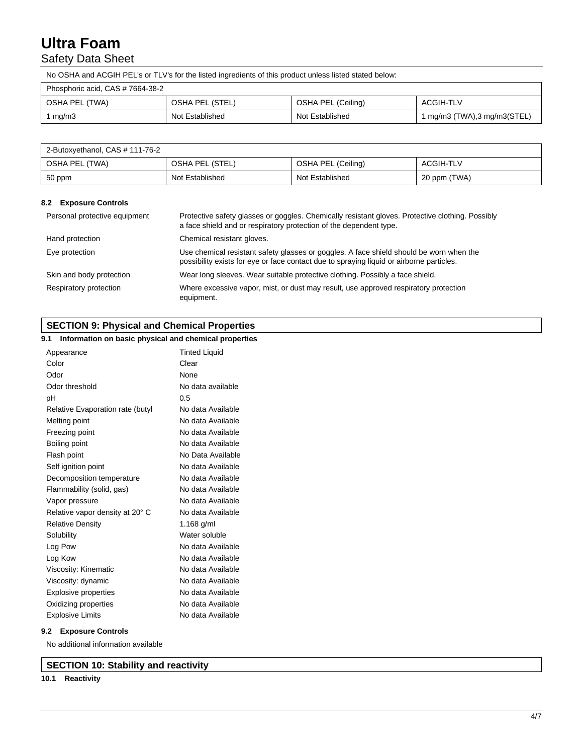No OSHA and ACGIH PEL's or TLV's for the listed ingredients of this product unless listed stated below:

| Phosphoric acid, CAS # 7664-38-2 | | | |
|---|---|---|---|
| OSHA PEL (TWA) | OSHA PEL (STEL) | OSHA PEL (Ceiling) | ACGIH-TLV |
| 1 mg/m3 | Not Established | Not Established | 1 mg/m3 (TWA),3 mg/m3(STEL) |

| 2-Butoxyethanol, CAS # 111-76-2 | | | |
|---|---|---|---|
| OSHA PEL (TWA) | OSHA PEL (STEL) | OSHA PEL (Ceiling) | ACGIH-TLV |
| 50 ppm | Not Established | Not Established | 20 ppm (TWA) |

### 8.2 Exposure Controls

| | |
|---|---|
| Personal protective equipment | Protective safety glasses or goggles. Chemically resistant gloves. Protective clothing. Possibly a face shield and or respiratory protection of the dependent type. |
| Hand protection | Chemical resistant gloves. |
| Eye protection | Use chemical resistant safety glasses or goggles. A face shield should be worn when the possibility exists for eye or face contact due to spraying liquid or airborne particles. |
| Skin and body protection | Wear long sleeves. Wear suitable protective clothing. Possibly a face shield. |
| Respiratory protection | Where excessive vapor, mist, or dust may result, use approved respiratory protection equipment. |

## SECTION 9: Physical and Chemical Properties

### 9.1 Information on basic physical and chemical properties

| | |
|---|---|
| Appearance | Tinted Liquid |
| Color | Clear |
| Odor | None |
| Odor threshold | No data available |
| pH | 0.5 |
| Relative Evaporation rate (butyl | No data Available |
| Melting point | No data Available |
| Freezing point | No data Available |
| Boiling point | No data Available |
| Flash point | No Data Available |
| Self ignition point | No data Available |
| Decomposition temperature | No data Available |
| Flammability (solid, gas) | No data Available |
| Vapor pressure | No data Available |
| Relative vapor density at 20° C | No data Available |
| Relative Density | 1.168 g/ml |
| Solubility | Water soluble |
| Log Pow | No data Available |
| Log Kow | No data Available |
| Viscosity: Kinematic | No data Available |
| Viscosity: dynamic | No data Available |
| Explosive properties | No data Available |
| Oxidizing properties | No data Available |
| Explosive Limits | No data Available |

### 9.2 Exposure Controls

No additional information available

## SECTION 10: Stability and reactivity

### 10.1 Reactivity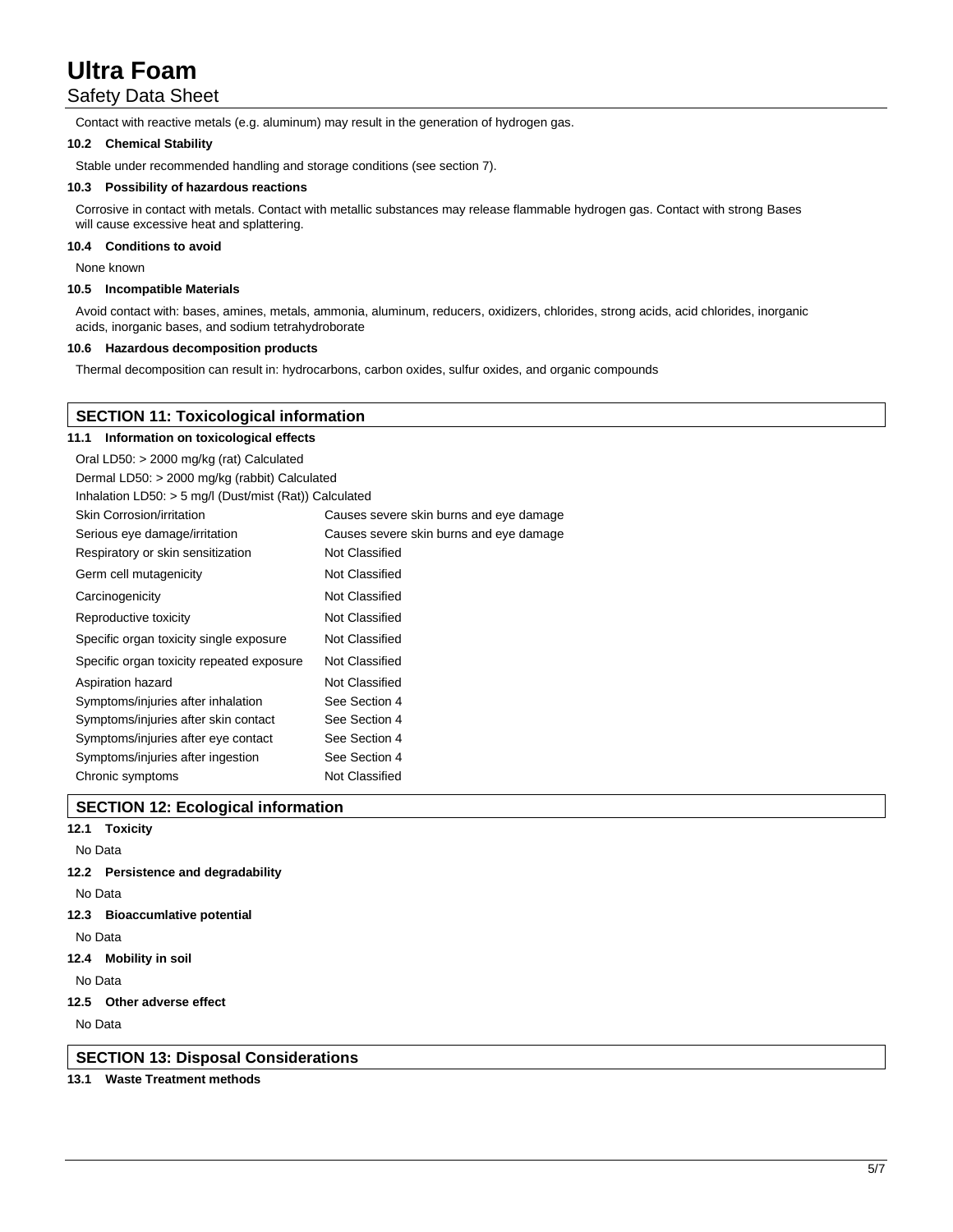Contact with reactive metals (e.g. aluminum) may result in the generation of hydrogen gas.

#### 10.2 Chemical Stability

Stable under recommended handling and storage conditions (see section 7).

#### 10.3 Possibility of hazardous reactions

Corrosive in contact with metals. Contact with metallic substances may release flammable hydrogen gas. Contact with strong Bases will cause excessive heat and splattering.

#### 10.4 Conditions to avoid

None known

#### 10.5 Incompatible Materials

Avoid contact with: bases, amines, metals, ammonia, aluminum, reducers, oxidizers, chlorides, strong acids, acid chlorides, inorganic acids, inorganic bases, and sodium tetrahydroborate

#### 10.6 Hazardous decomposition products

Thermal decomposition can result in: hydrocarbons, carbon oxides, sulfur oxides, and organic compounds

## SECTION 11: Toxicological information

#### 11.1 Information on toxicological effects

Oral LD50: > 2000 mg/kg (rat) Calculated

Dermal LD50: > 2000 mg/kg (rabbit) Calculated

Inhalation LD50: > 5 mg/l (Dust/mist (Rat)) Calculated

| | |
|---|---|
| Skin Corrosion/irritation | Causes severe skin burns and eye damage |
| Serious eye damage/irritation | Causes severe skin burns and eye damage |
| Respiratory or skin sensitization | Not Classified |
| Germ cell mutagenicity | Not Classified |
| Carcinogenicity | Not Classified |
| Reproductive toxicity | Not Classified |
| Specific organ toxicity single exposure | Not Classified |
| Specific organ toxicity repeated exposure | Not Classified |
| Aspiration hazard | Not Classified |
| Symptoms/injuries after inhalation | See Section 4 |
| Symptoms/injuries after skin contact | See Section 4 |
| Symptoms/injuries after eye contact | See Section 4 |
| Symptoms/injuries after ingestion | See Section 4 |
| Chronic symptoms | Not Classified |

## SECTION 12: Ecological information

#### 12.1 Toxicity

No Data

#### 12.2 Persistence and degradability

No Data

#### 12.3 Bioaccumlative potential

No Data

#### 12.4 Mobility in soil

No Data

#### 12.5 Other adverse effect

No Data

## SECTION 13: Disposal Considerations

#### 13.1 Waste Treatment methods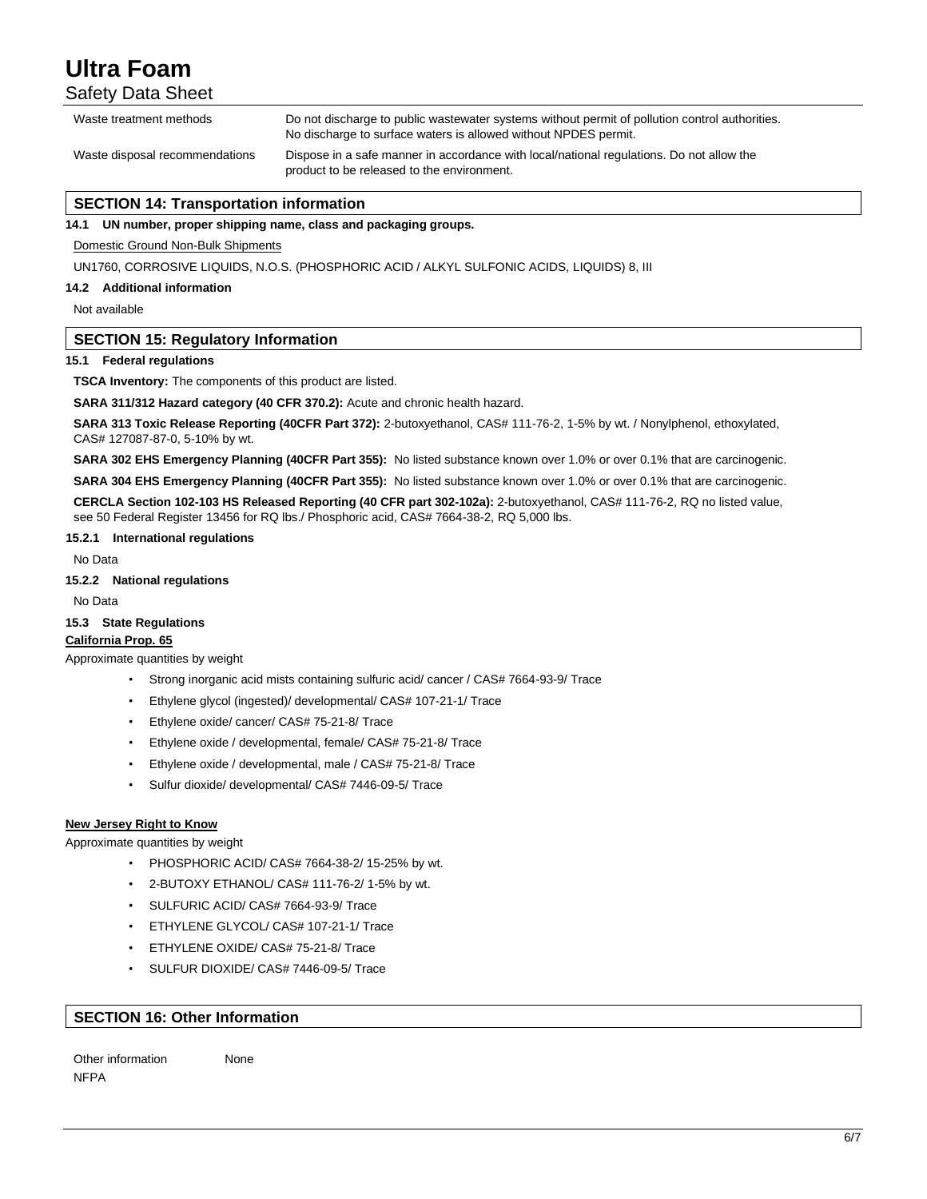| | |
|---|---|
| Waste treatment methods | Do not discharge to public wastewater systems without permit of pollution control authorities. No discharge to surface waters is allowed without NPDES permit. |
| Waste disposal recommendations | Dispose in a safe manner in accordance with local/national regulations. Do not allow the product to be released to the environment. |

## SECTION 14: Transportation information

**14.1 UN number, proper shipping name, class and packaging groups.**

Domestic Ground Non-Bulk Shipments

UN1760, CORROSIVE LIQUIDS, N.O.S. (PHOSPHORIC ACID / ALKYL SULFONIC ACIDS, LIQUIDS) 8, III

**14.2 Additional information**

Not available

## SECTION 15: Regulatory Information

**15.1 Federal regulations**

**TSCA Inventory:** The components of this product are listed.

**SARA 311/312 Hazard category (40 CFR 370.2):** Acute and chronic health hazard.

**SARA 313 Toxic Release Reporting (40CFR Part 372):** 2-butoxyethanol, CAS# 111-76-2, 1-5% by wt. / Nonylphenol, ethoxylated, CAS# 127087-87-0, 5-10% by wt.

**SARA 302 EHS Emergency Planning (40CFR Part 355):** No listed substance known over 1.0% or over 0.1% that are carcinogenic.

**SARA 304 EHS Emergency Planning (40CFR Part 355):** No listed substance known over 1.0% or over 0.1% that are carcinogenic.

**CERCLA Section 102-103 HS Released Reporting (40 CFR part 302-102a):** 2-butoxyethanol, CAS# 111-76-2, RQ no listed value, see 50 Federal Register 13456 for RQ lbs./ Phosphoric acid, CAS# 7664-38-2, RQ 5,000 lbs.

**15.2.1 International regulations**

No Data

**15.2.2 National regulations**

No Data

**15.3 State Regulations**

**California Prop. 65**

Approximate quantities by weight

- Strong inorganic acid mists containing sulfuric acid/ cancer / CAS# 7664-93-9/ Trace
- Ethylene glycol (ingested)/ developmental/ CAS# 107-21-1/ Trace
- Ethylene oxide/ cancer/ CAS# 75-21-8/ Trace
- Ethylene oxide / developmental, female/ CAS# 75-21-8/ Trace
- Ethylene oxide / developmental, male / CAS# 75-21-8/ Trace
- Sulfur dioxide/ developmental/ CAS# 7446-09-5/ Trace

**New Jersey Right to Know**

Approximate quantities by weight

- PHOSPHORIC ACID/ CAS# 7664-38-2/ 15-25% by wt.
- 2-BUTOXY ETHANOL/ CAS# 111-76-2/ 1-5% by wt.
- SULFURIC ACID/ CAS# 7664-93-9/ Trace
- ETHYLENE GLYCOL/ CAS# 107-21-1/ Trace
- ETHYLENE OXIDE/ CAS# 75-21-8/ Trace
- SULFUR DIOXIDE/ CAS# 7446-09-5/ Trace

## SECTION 16: Other Information

Other information None

NFPA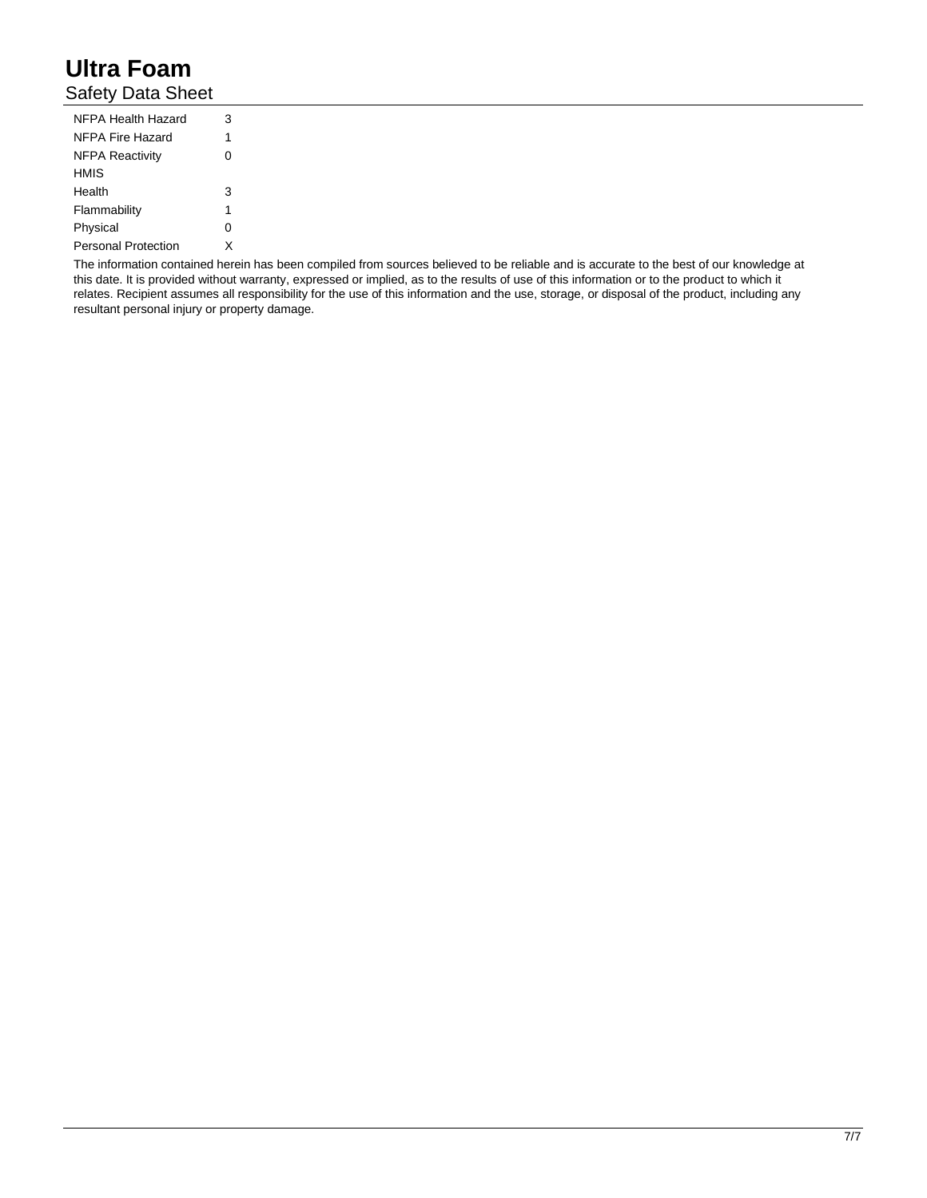| | |
|---|---|
| NFPA Health Hazard | 3 |
| NFPA Fire Hazard | 1 |
| NFPA Reactivity | 0 |
| HMIS | |
| Health | 3 |
| Flammability | 1 |
| Physical | 0 |
| Personal Protection | X |

The information contained herein has been compiled from sources believed to be reliable and is accurate to the best of our knowledge at this date. It is provided without warranty, expressed or implied, as to the results of use of this information or to the product to which it relates. Recipient assumes all responsibility for the use of this information and the use, storage, or disposal of the product, including any resultant personal injury or property damage.